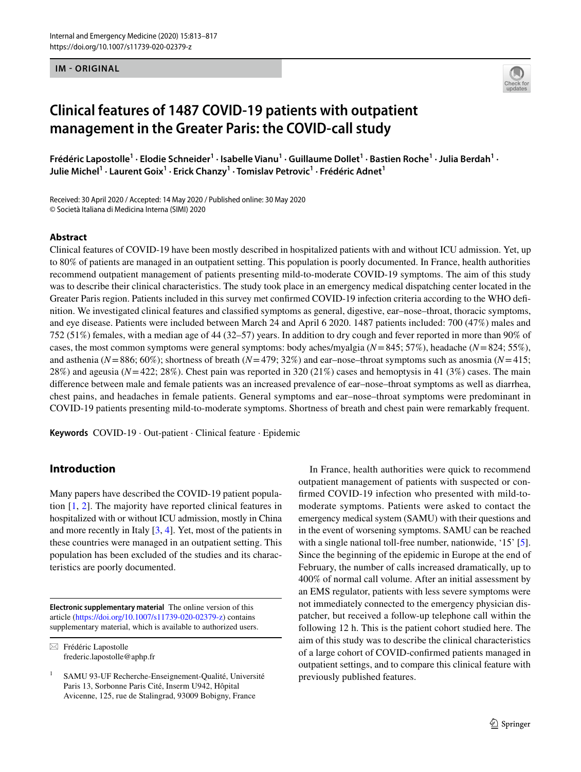IM - ORIGINAL

# Clinical features of 1487 COVID-19 patients with outpatient management in the Greater Paris: the COVID-call study

**Frédéric Lapostolle[1] · Elodie Schneider[1] · Isabelle Vianu[1] · Guillaume Dollet[1] · Bastien Roche[1] · Julia Berdah[1] · Julie Michel[1] · Laurent Goix[1] · Erick Chanzy[1] · Tomislav Petrovic[1] · Frédéric Adnet[1]**

Received: 30 April 2020 / Accepted: 14 May 2020 / Published online: 30 May 2020
© Società Italiana di Medicina Interna (SIMI) 2020

## Abstract

Clinical features of COVID-19 have been mostly described in hospitalized patients with and without ICU admission. Yet, up to 80% of patients are managed in an outpatient setting. This population is poorly documented. In France, health authorities recommend outpatient management of patients presenting mild-to-moderate COVID-19 symptoms. The aim of this study was to describe their clinical characteristics. The study took place in an emergency medical dispatching center located in the Greater Paris region. Patients included in this survey met confirmed COVID-19 infection criteria according to the WHO definition. We investigated clinical features and classified symptoms as general, digestive, ear–nose–throat, thoracic symptoms, and eye disease. Patients were included between March 24 and April 6 2020. 1487 patients included: 700 (47%) males and 752 (51%) females, with a median age of 44 (32–57) years. In addition to dry cough and fever reported in more than 90% of cases, the most common symptoms were general symptoms: body aches/myalgia ($N=845$; 57%), headache ($N=824$; 55%), and asthenia ($N=886$; 60%); shortness of breath ($N=479$; 32%) and ear–nose–throat symptoms such as anosmia ($N=415$; 28%) and ageusia ($N=422$; 28%). Chest pain was reported in 320 (21%) cases and hemoptysis in 41 (3%) cases. The main difference between male and female patients was an increased prevalence of ear–nose–throat symptoms as well as diarrhea, chest pains, and headaches in female patients. General symptoms and ear–nose–throat symptoms were predominant in COVID-19 patients presenting mild-to-moderate symptoms. Shortness of breath and chest pain were remarkably frequent.

**Keywords** COVID-19 · Out-patient · Clinical feature · Epidemic

## Introduction

Many papers have described the COVID-19 patient population [1, 2]. The majority have reported clinical features in hospitalized with or without ICU admission, mostly in China and more recently in Italy [3, 4]. Yet, most of the patients in these countries were managed in an outpatient setting. This population has been excluded of the studies and its characteristics are poorly documented.

In France, health authorities were quick to recommend outpatient management of patients with suspected or confirmed COVID-19 infection who presented with mild-to-moderate symptoms. Patients were asked to contact the emergency medical system (SAMU) with their questions and in the event of worsening symptoms. SAMU can be reached with a single national toll-free number, nationwide, '15' [5]. Since the beginning of the epidemic in Europe at the end of February, the number of calls increased dramatically, up to 400% of normal call volume. After an initial assessment by an EMS regulator, patients with less severe symptoms were not immediately connected to the emergency physician dispatcher, but received a follow-up telephone call within the following 12 h. This is the patient cohort studied here. The aim of this study was to describe the clinical characteristics of a large cohort of COVID-confirmed patients managed in outpatient settings, and to compare this clinical feature with previously published features.

**Electronic supplementary material** The online version of this article (https://doi.org/10.1007/s11739-020-02379-z) contains supplementary material, which is available to authorized users.

✉ Frédéric Lapostolle
frederic.lapostolle@aphp.fr

[1] SAMU 93-UF Recherche-Enseignement-Qualité, Université Paris 13, Sorbonne Paris Cité, Inserm U942, Hôpital Avicenne, 125, rue de Stalingrad, 93009 Bobigny, France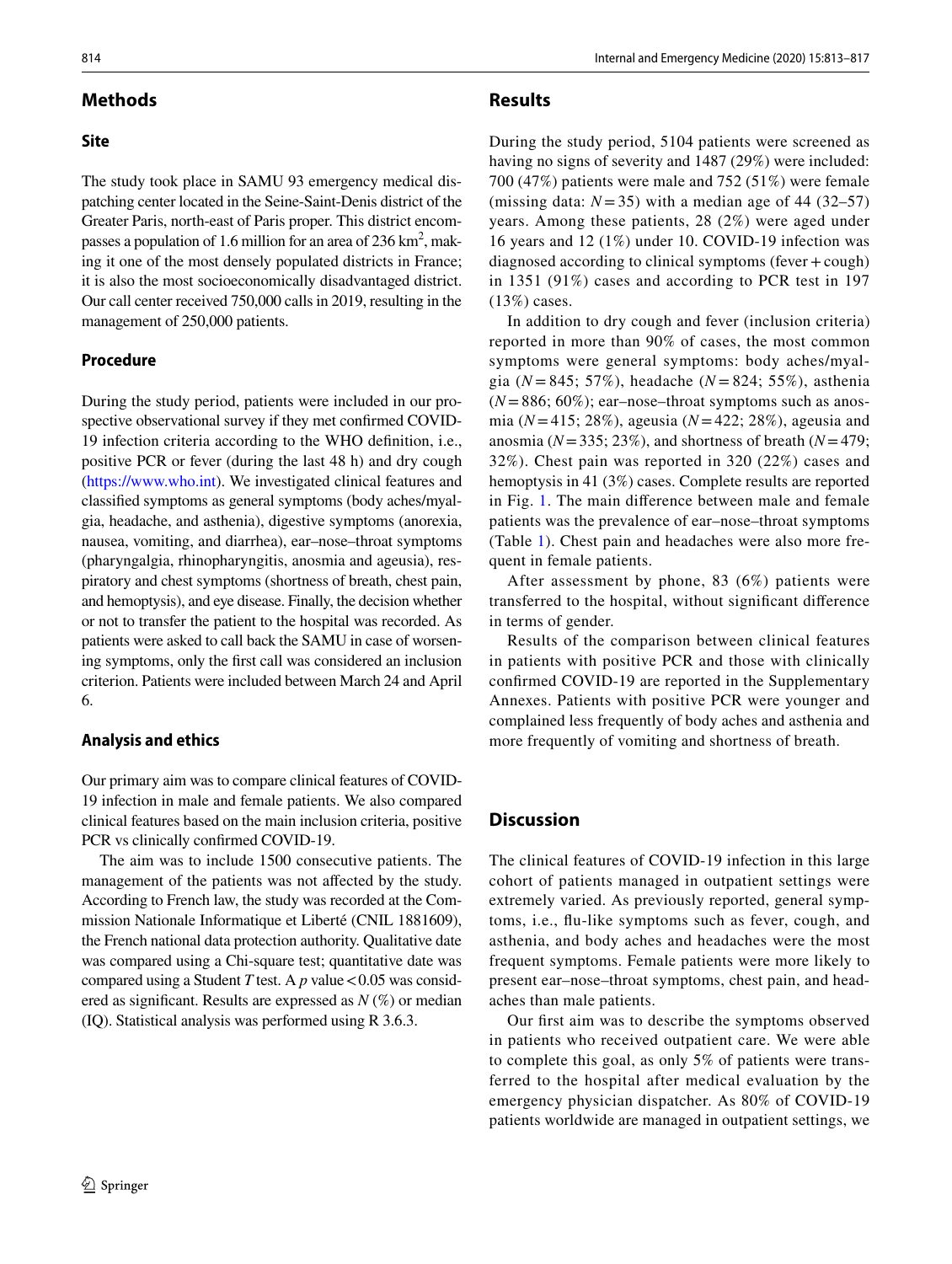## Methods

### Site

The study took place in SAMU 93 emergency medical dispatching center located in the Seine-Saint-Denis district of the Greater Paris, north-east of Paris proper. This district encompasses a population of 1.6 million for an area of 236 $km^2$, making it one of the most densely populated districts in France; it is also the most socioeconomically disadvantaged district. Our call center received 750,000 calls in 2019, resulting in the management of 250,000 patients.

### Procedure

During the study period, patients were included in our prospective observational survey if they met confirmed COVID-19 infection criteria according to the WHO definition, i.e., positive PCR or fever (during the last 48 h) and dry cough (https://www.who.int). We investigated clinical features and classified symptoms as general symptoms (body aches/myalgia, headache, and asthenia), digestive symptoms (anorexia, nausea, vomiting, and diarrhea), ear–nose–throat symptoms (pharyngalgia, rhinopharyngitis, anosmia and ageusia), respiratory and chest symptoms (shortness of breath, chest pain, and hemoptysis), and eye disease. Finally, the decision whether or not to transfer the patient to the hospital was recorded. As patients were asked to call back the SAMU in case of worsening symptoms, only the first call was considered an inclusion criterion. Patients were included between March 24 and April 6.

### Analysis and ethics

Our primary aim was to compare clinical features of COVID-19 infection in male and female patients. We also compared clinical features based on the main inclusion criteria, positive PCR vs clinically confirmed COVID-19.

The aim was to include 1500 consecutive patients. The management of the patients was not affected by the study. According to French law, the study was recorded at the Commission Nationale Informatique et Liberté (CNIL 1881609), the French national data protection authority. Qualitative date was compared using a Chi-square test; quantitative date was compared using a Student *T* test. A *p* value $< 0.05$ was considered as significant. Results are expressed as *N* (%) or median (IQ). Statistical analysis was performed using R 3.6.3.

## Results

During the study period, 5104 patients were screened as having no signs of severity and 1487 (29%) were included: 700 (47%) patients were male and 752 (51%) were female (missing data: $N = 35$) with a median age of 44 (32–57) years. Among these patients, 28 (2%) were aged under 16 years and 12 (1%) under 10. COVID-19 infection was diagnosed according to clinical symptoms (fever + cough) in 1351 (91%) cases and according to PCR test in 197 (13%) cases.

In addition to dry cough and fever (inclusion criteria) reported in more than 90% of cases, the most common symptoms were general symptoms: body aches/myalgia ($N = 845$; 57%), headache ($N = 824$; 55%), asthenia ($N = 886$; 60%); ear–nose–throat symptoms such as anosmia ($N = 415$; 28%), ageusia ($N = 422$; 28%), ageusia and anosmia ($N = 335$; 23%), and shortness of breath ($N = 479$; 32%). Chest pain was reported in 320 (22%) cases and hemoptysis in 41 (3%) cases. Complete results are reported in Fig. 1. The main difference between male and female patients was the prevalence of ear–nose–throat symptoms (Table 1). Chest pain and headaches were also more frequent in female patients.

After assessment by phone, 83 (6%) patients were transferred to the hospital, without significant difference in terms of gender.

Results of the comparison between clinical features in patients with positive PCR and those with clinically confirmed COVID-19 are reported in the Supplementary Annexes. Patients with positive PCR were younger and complained less frequently of body aches and asthenia and more frequently of vomiting and shortness of breath.

## Discussion

The clinical features of COVID-19 infection in this large cohort of patients managed in outpatient settings were extremely varied. As previously reported, general symptoms, i.e., flu-like symptoms such as fever, cough, and asthenia, and body aches and headaches were the most frequent symptoms. Female patients were more likely to present ear–nose–throat symptoms, chest pain, and headaches than male patients.

Our first aim was to describe the symptoms observed in patients who received outpatient care. We were able to complete this goal, as only 5% of patients were transferred to the hospital after medical evaluation by the emergency physician dispatcher. As 80% of COVID-19 patients worldwide are managed in outpatient settings, we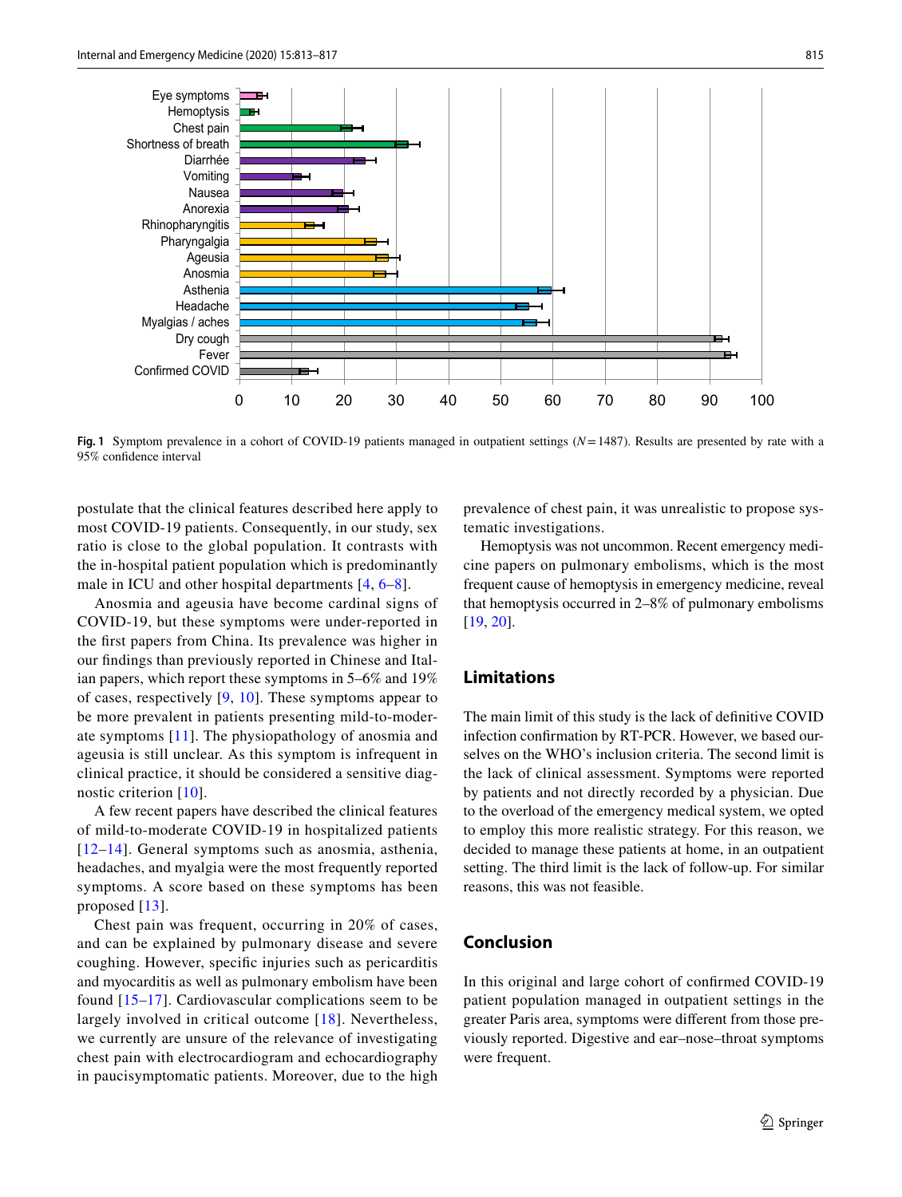Fig. 1 Symptom prevalence in a cohort of COVID-19 patients managed in outpatient settings ($N = 1487$). Results are presented by rate with a 95% confidence interval

postulate that the clinical features described here apply to most COVID-19 patients. Consequently, in our study, sex ratio is close to the global population. It contrasts with the in-hospital patient population which is predominantly male in ICU and other hospital departments [4, 6–8].

Anosmia and ageusia have become cardinal signs of COVID-19, but these symptoms were under-reported in the first papers from China. Its prevalence was higher in our findings than previously reported in Chinese and Italian papers, which report these symptoms in 5–6% and 19% of cases, respectively [9, 10]. These symptoms appear to be more prevalent in patients presenting mild-to-moderate symptoms [11]. The physiopathology of anosmia and ageusia is still unclear. As this symptom is infrequent in clinical practice, it should be considered a sensitive diagnostic criterion [10].

A few recent papers have described the clinical features of mild-to-moderate COVID-19 in hospitalized patients [12–14]. General symptoms such as anosmia, asthenia, headaches, and myalgia were the most frequently reported symptoms. A score based on these symptoms has been proposed [13].

Chest pain was frequent, occurring in 20% of cases, and can be explained by pulmonary disease and severe coughing. However, specific injuries such as pericarditis and myocarditis as well as pulmonary embolism have been found [15–17]. Cardiovascular complications seem to be largely involved in critical outcome [18]. Nevertheless, we currently are unsure of the relevance of investigating chest pain with electrocardiogram and echocardiography in paucisymptomatic patients. Moreover, due to the high prevalence of chest pain, it was unrealistic to propose systematic investigations.

Hemoptysis was not uncommon. Recent emergency medicine papers on pulmonary embolisms, which is the most frequent cause of hemoptysis in emergency medicine, reveal that hemoptysis occurred in 2–8% of pulmonary embolisms [19, 20].

## Limitations

The main limit of this study is the lack of definitive COVID infection confirmation by RT-PCR. However, we based ourselves on the WHO's inclusion criteria. The second limit is the lack of clinical assessment. Symptoms were reported by patients and not directly recorded by a physician. Due to the overload of the emergency medical system, we opted to employ this more realistic strategy. For this reason, we decided to manage these patients at home, in an outpatient setting. The third limit is the lack of follow-up. For similar reasons, this was not feasible.

## Conclusion

In this original and large cohort of confirmed COVID-19 patient population managed in outpatient settings in the greater Paris area, symptoms were different from those previously reported. Digestive and ear–nose–throat symptoms were frequent.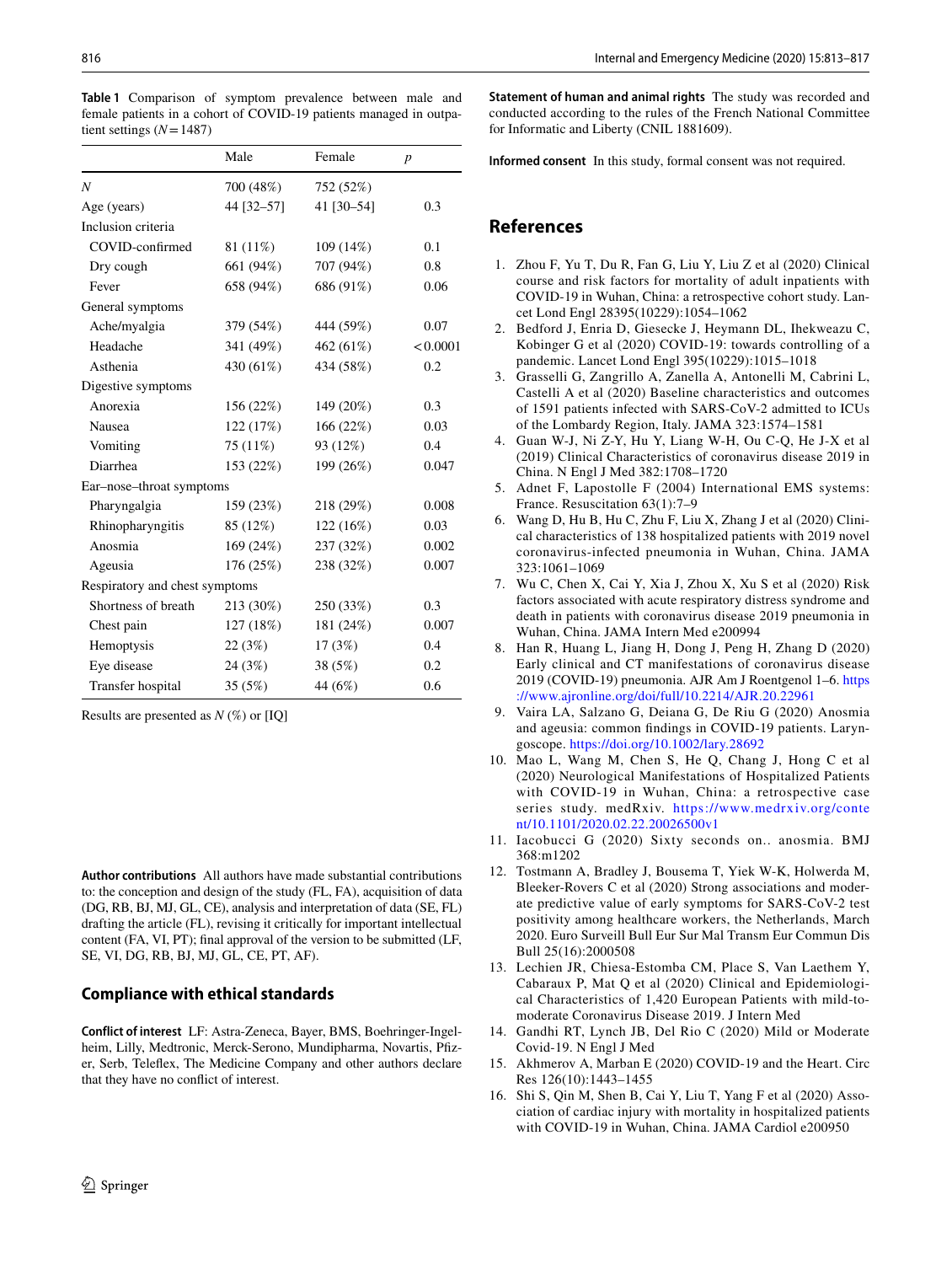**Table 1** Comparison of symptom prevalence between male and female patients in a cohort of COVID-19 patients managed in outpatient settings ($N = 1487$)

| | Male | Female | *p* |
|---|---|---|---|
| *N* | 700 (48%) | 752 (52%) | |
| Age (years) | 44 [32–57] | 41 [30–54] | 0.3 |
| Inclusion criteria | | | |
| COVID-confirmed | 81 (11%) | 109 (14%) | 0.1 |
| Dry cough | 661 (94%) | 707 (94%) | 0.8 |
| Fever | 658 (94%) | 686 (91%) | 0.06 |
| General symptoms | | | |
| Ache/myalgia | 379 (54%) | 444 (59%) | 0.07 |
| Headache | 341 (49%) | 462 (61%) | < 0.0001 |
| Asthenia | 430 (61%) | 434 (58%) | 0.2 |
| Digestive symptoms | | | |
| Anorexia | 156 (22%) | 149 (20%) | 0.3 |
| Nausea | 122 (17%) | 166 (22%) | 0.03 |
| Vomiting | 75 (11%) | 93 (12%) | 0.4 |
| Diarrhea | 153 (22%) | 199 (26%) | 0.047 |
| Ear–nose–throat symptoms | | | |
| Pharyngalgia | 159 (23%) | 218 (29%) | 0.008 |
| Rhinopharyngitis | 85 (12%) | 122 (16%) | 0.03 |
| Anosmia | 169 (24%) | 237 (32%) | 0.002 |
| Ageusia | 176 (25%) | 238 (32%) | 0.007 |
| Respiratory and chest symptoms | | | |
| Shortness of breath | 213 (30%) | 250 (33%) | 0.3 |
| Chest pain | 127 (18%) | 181 (24%) | 0.007 |
| Hemoptysis | 22 (3%) | 17 (3%) | 0.4 |
| Eye disease | 24 (3%) | 38 (5%) | 0.2 |
| Transfer hospital | 35 (5%) | 44 (6%) | 0.6 |

Results are presented as *N* (%) or [IQ]

**Author contributions** All authors have made substantial contributions to: the conception and design of the study (FL, FA), acquisition of data (DG, RB, BJ, MJ, GL, CE), analysis and interpretation of data (SE, FL) drafting the article (FL), revising it critically for important intellectual content (FA, VI, PT); final approval of the version to be submitted (LF, SE, VI, DG, RB, BJ, MJ, GL, CE, PT, AF).

## Compliance with ethical standards

**Conflict of interest** LF: Astra-Zeneca, Bayer, BMS, Boehringer-Ingelheim, Lilly, Medtronic, Merck-Serono, Mundipharma, Novartis, Pfizer, Serb, Teleflex, The Medicine Company and other authors declare that they have no conflict of interest.

**Statement of human and animal rights** The study was recorded and conducted according to the rules of the French National Committee for Informatic and Liberty (CNIL 1881609).

**Informed consent** In this study, formal consent was not required.

## References

1. Zhou F, Yu T, Du R, Fan G, Liu Y, Liu Z et al (2020) Clinical course and risk factors for mortality of adult inpatients with COVID-19 in Wuhan, China: a retrospective cohort study. Lancet Lond Engl 28395(10229):1054–1062
2. Bedford J, Enria D, Giesecke J, Heymann DL, Ihekweazu C, Kobinger G et al (2020) COVID-19: towards controlling of a pandemic. Lancet Lond Engl 395(10229):1015–1018
3. Grasselli G, Zangrillo A, Zanella A, Antonelli M, Cabrini L, Castelli A et al (2020) Baseline characteristics and outcomes of 1591 patients infected with SARS-CoV-2 admitted to ICUs of the Lombardy Region, Italy. JAMA 323:1574–1581
4. Guan W-J, Ni Z-Y, Hu Y, Liang W-H, Ou C-Q, He J-X et al (2019) Clinical Characteristics of coronavirus disease 2019 in China. N Engl J Med 382:1708–1720
5. Adnet F, Lapostolle F (2004) International EMS systems: France. Resuscitation 63(1):7–9
6. Wang D, Hu B, Hu C, Zhu F, Liu X, Zhang J et al (2020) Clinical characteristics of 138 hospitalized patients with 2019 novel coronavirus-infected pneumonia in Wuhan, China. JAMA 323:1061–1069
7. Wu C, Chen X, Cai Y, Xia J, Zhou X, Xu S et al (2020) Risk factors associated with acute respiratory distress syndrome and death in patients with coronavirus disease 2019 pneumonia in Wuhan, China. JAMA Intern Med e200994
8. Han R, Huang L, Jiang H, Dong J, Peng H, Zhang D (2020) Early clinical and CT manifestations of coronavirus disease 2019 (COVID-19) pneumonia. AJR Am J Roentgenol 1–6. https://www.ajronline.org/doi/full/10.2214/AJR.20.22961
9. Vaira LA, Salzano G, Deiana G, De Riu G (2020) Anosmia and ageusia: common findings in COVID-19 patients. Laryngoscope. https://doi.org/10.1002/lary.28692
10. Mao L, Wang M, Chen S, He Q, Chang J, Hong C et al (2020) Neurological Manifestations of Hospitalized Patients with COVID-19 in Wuhan, China: a retrospective case series study. medRxiv. https://www.medrxiv.org/content/10.1101/2020.02.22.20026500v1
11. Iacobucci G (2020) Sixty seconds on.. anosmia. BMJ 368:m1202
12. Tostmann A, Bradley J, Bousema T, Yiek W-K, Holwerda M, Bleeker-Rovers C et al (2020) Strong associations and moderate predictive value of early symptoms for SARS-CoV-2 test positivity among healthcare workers, the Netherlands, March 2020. Euro Surveill Bull Eur Sur Mal Transm Eur Commun Dis Bull 25(16):2000508
13. Lechien JR, Chiesa-Estomba CM, Place S, Van Laethem Y, Cabaraux P, Mat Q et al (2020) Clinical and Epidemiological Characteristics of 1,420 European Patients with mild-to-moderate Coronavirus Disease 2019. J Intern Med
14. Gandhi RT, Lynch JB, Del Rio C (2020) Mild or Moderate Covid-19. N Engl J Med
15. Akhmerov A, Marban E (2020) COVID-19 and the Heart. Circ Res 126(10):1443–1455
16. Shi S, Qin M, Shen B, Cai Y, Liu T, Yang F et al (2020) Association of cardiac injury with mortality in hospitalized patients with COVID-19 in Wuhan, China. JAMA Cardiol e200950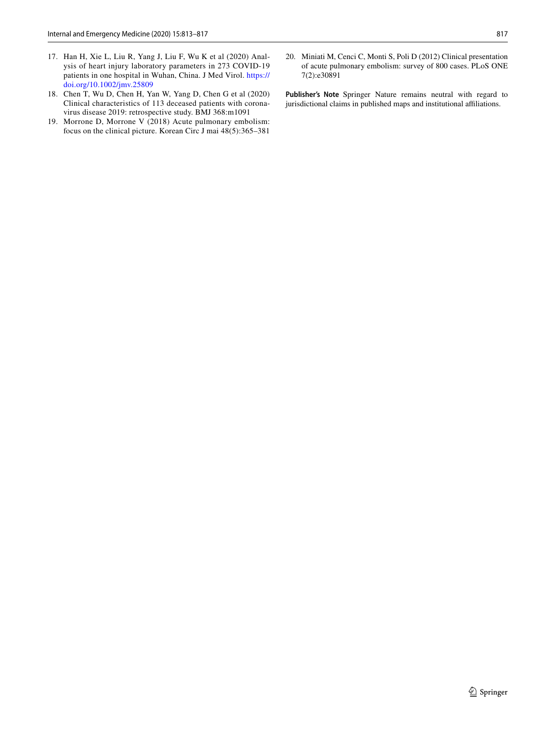17. Han H, Xie L, Liu R, Yang J, Liu F, Wu K et al (2020) Analysis of heart injury laboratory parameters in 273 COVID-19 patients in one hospital in Wuhan, China. J Med Virol. https://doi.org/10.1002/jmv.25809
18. Chen T, Wu D, Chen H, Yan W, Yang D, Chen G et al (2020) Clinical characteristics of 113 deceased patients with coronavirus disease 2019: retrospective study. BMJ 368:m1091
19. Morrone D, Morrone V (2018) Acute pulmonary embolism: focus on the clinical picture. Korean Circ J mai 48(5):365–381
20. Miniati M, Cenci C, Monti S, Poli D (2012) Clinical presentation of acute pulmonary embolism: survey of 800 cases. PLoS ONE 7(2):e30891

**Publisher's Note** Springer Nature remains neutral with regard to jurisdictional claims in published maps and institutional affiliations.